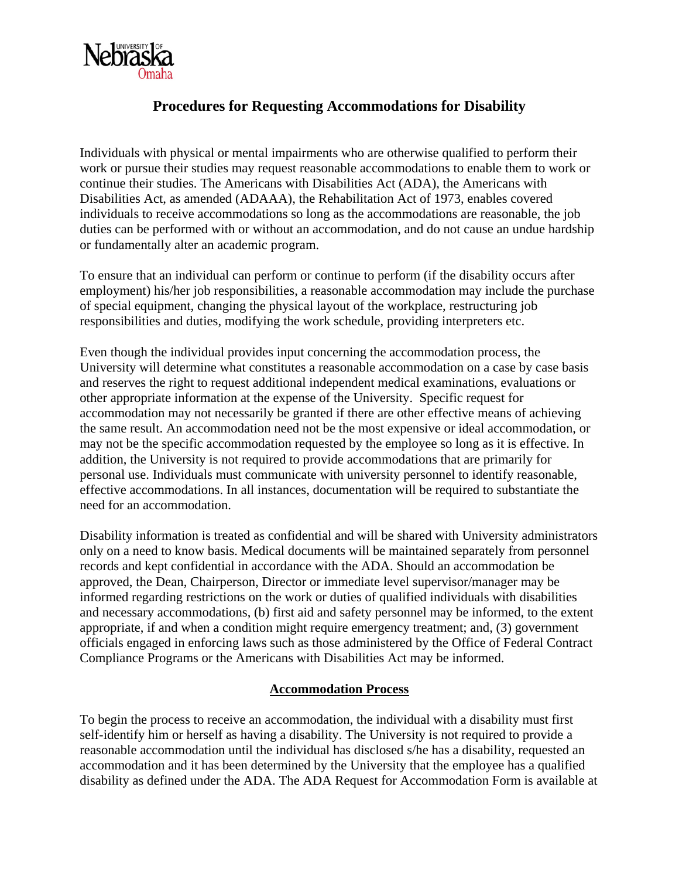# Procedures for Requesting Accommodations for Disability

Individuals with physical or mental impairments who are otherwise qualified to perform their work or pursue their studies may request reasonable accommodations to enable them to work or continue their studies. The Americans with Disabilities Act (ADA), the Americans with Disabilities Act, as amended (ADAAA), the Rehabilitation Act of 1973, enables covered individuals to receive accommodations so long as the accommodations are reasonable, the job duties can be performed with or without an accommodation, and do not cause an undue hardship or fundamentally alter an academic program.

To ensure that an individual can perform or continue to perform (if the disability occurs after employment) his/her job responsibilities, a reasonable accommodation may include the purchase of special equipment, changing the physical layout of the workplace, restructuring job responsibilities and duties, modifying the work schedule, providing interpreters etc.

Even though the individual provides input concerning the accommodation process, the University will determine what constitutes a reasonable accommodation on a case by case basis and reserves the right to request additional independent medical examinations, evaluations or other appropriate information at the expense of the University. Specific request for accommodation may not necessarily be granted if there are other effective means of achieving the same result. An accommodation need not be the most expensive or ideal accommodation, or may not be the specific accommodation requested by the employee so long as it is effective. In addition, the University is not required to provide accommodations that are primarily for personal use. Individuals must communicate with university personnel to identify reasonable, effective accommodations. In all instances, documentation will be required to substantiate the need for an accommodation.

Disability information is treated as confidential and will be shared with University administrators only on a need to know basis. Medical documents will be maintained separately from personnel records and kept confidential in accordance with the ADA. Should an accommodation be approved, the Dean, Chairperson, Director or immediate level supervisor/manager may be informed regarding restrictions on the work or duties of qualified individuals with disabilities and necessary accommodations, (b) first aid and safety personnel may be informed, to the extent appropriate, if and when a condition might require emergency treatment; and, (3) government officials engaged in enforcing laws such as those administered by the Office of Federal Contract Compliance Programs or the Americans with Disabilities Act may be informed.

## Accommodation Process

To begin the process to receive an accommodation, the individual with a disability must first self-identify him or herself as having a disability. The University is not required to provide a reasonable accommodation until the individual has disclosed s/he has a disability, requested an accommodation and it has been determined by the University that the employee has a qualified disability as defined under the ADA. The ADA Request for Accommodation Form is available at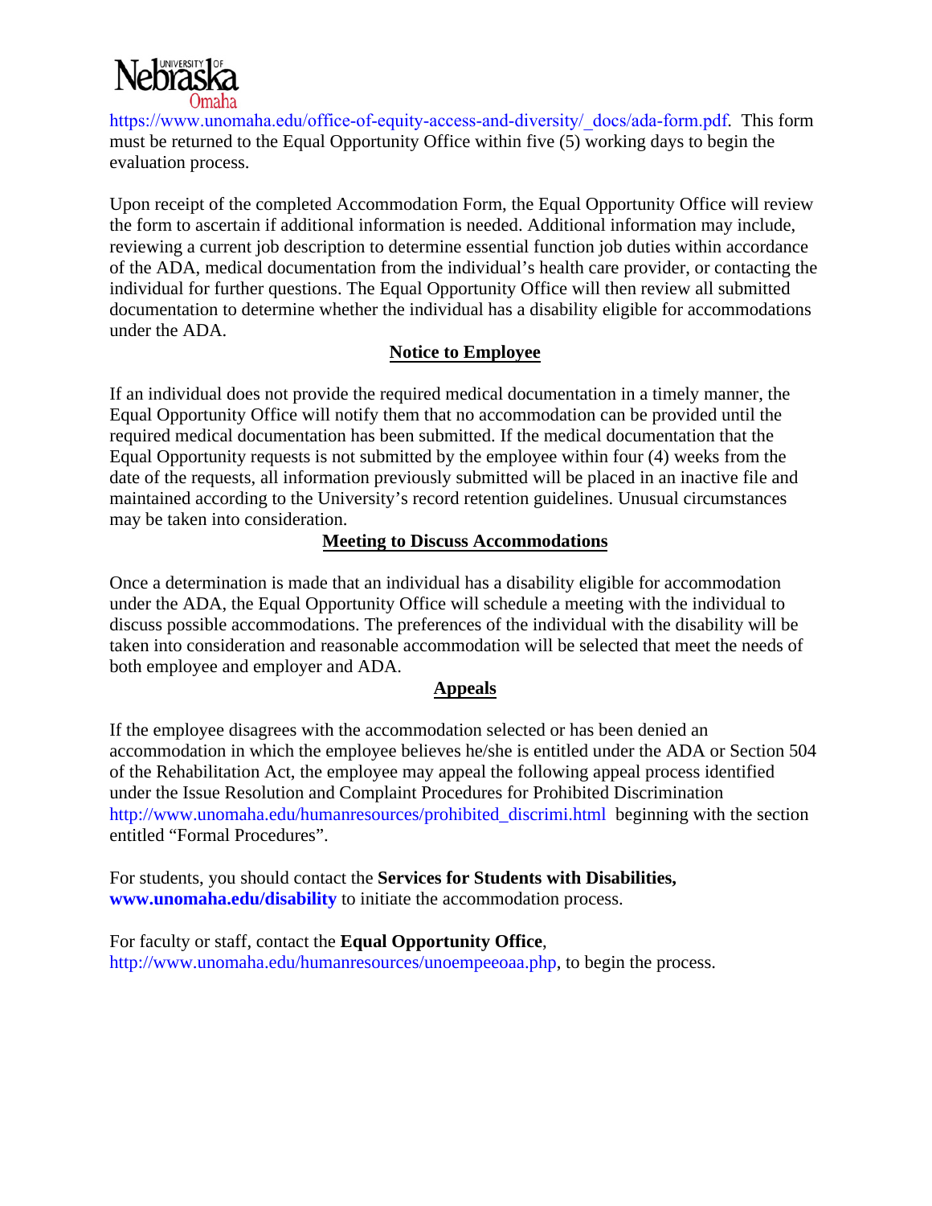https://www.unomaha.edu/office-of-equity-access-and-diversity/_docs/ada-form.pdf. This form must be returned to the Equal Opportunity Office within five (5) working days to begin the evaluation process.

Upon receipt of the completed Accommodation Form, the Equal Opportunity Office will review the form to ascertain if additional information is needed. Additional information may include, reviewing a current job description to determine essential function job duties within accordance of the ADA, medical documentation from the individual's health care provider, or contacting the individual for further questions. The Equal Opportunity Office will then review all submitted documentation to determine whether the individual has a disability eligible for accommodations under the ADA.

## Notice to Employee

If an individual does not provide the required medical documentation in a timely manner, the Equal Opportunity Office will notify them that no accommodation can be provided until the required medical documentation has been submitted. If the medical documentation that the Equal Opportunity requests is not submitted by the employee within four (4) weeks from the date of the requests, all information previously submitted will be placed in an inactive file and maintained according to the University's record retention guidelines. Unusual circumstances may be taken into consideration.

## Meeting to Discuss Accommodations

Once a determination is made that an individual has a disability eligible for accommodation under the ADA, the Equal Opportunity Office will schedule a meeting with the individual to discuss possible accommodations. The preferences of the individual with the disability will be taken into consideration and reasonable accommodation will be selected that meet the needs of both employee and employer and ADA.

## Appeals

If the employee disagrees with the accommodation selected or has been denied an accommodation in which the employee believes he/she is entitled under the ADA or Section 504 of the Rehabilitation Act, the employee may appeal the following appeal process identified under the Issue Resolution and Complaint Procedures for Prohibited Discrimination http://www.unomaha.edu/humanresources/prohibited_discrimi.html beginning with the section entitled "Formal Procedures".

For students, you should contact the **Services for Students with Disabilities, www.unomaha.edu/disability** to initiate the accommodation process.

For faculty or staff, contact the **Equal Opportunity Office**, http://www.unomaha.edu/humanresources/unoempeeoaa.php, to begin the process.